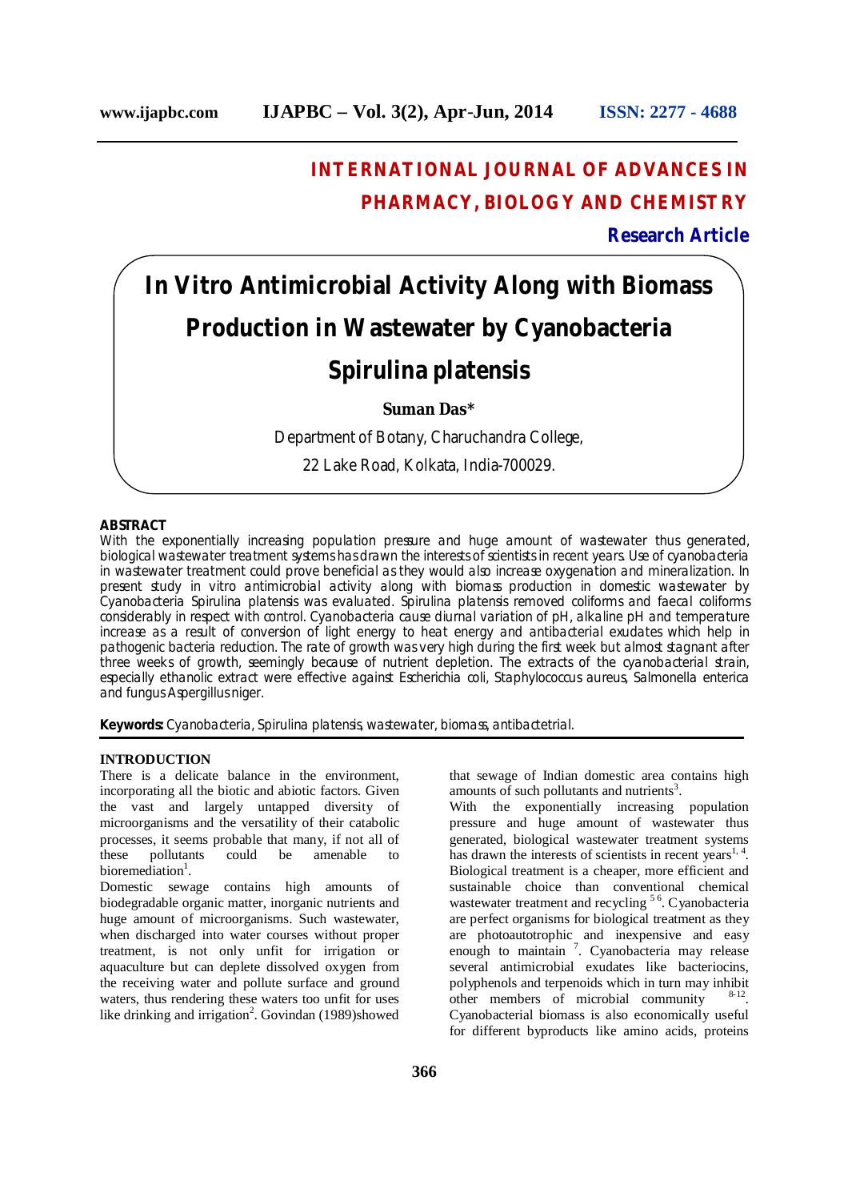# INTERNATIONAL JOURNAL OF ADVANCES IN PHARMACY, BIOLOGY AND CHEMISTRY

**Research Article**

# In Vitro Antimicrobial Activity Along with Biomass Production in Wastewater by Cyanobacteria *Spirulina platensis*

**Suman Das***

Department of Botany, Charuchandra College,
22 Lake Road, Kolkata, India-700029.

## ABSTRACT

With the exponentially increasing population pressure and huge amount of wastewater thus generated, biological wastewater treatment systems has drawn the interests of scientists in recent years. Use of cyanobacteria in wastewater treatment could prove beneficial as they would also increase oxygenation and mineralization. In present study in vitro antimicrobial activity along with biomass production in domestic wastewater by Cyanobacteria Spirulina platensis was evaluated. Spirulina platensis removed coliforms and faecal coliforms considerably in respect with control. Cyanobacteria cause diurnal variation of pH, alkaline pH and temperature increase as a result of conversion of light energy to heat energy and antibacterial exudates which help in pathogenic bacteria reduction. The rate of growth was very high during the first week but almost stagnant after three weeks of growth, seemingly because of nutrient depletion. The extracts of the cyanobacterial strain, especially ethanolic extract were effective against Escherichia coli, Staphylococcus aureus, Salmonella enterica and fungus Aspergillus niger.

**Keywords:** Cyanobacteria, Spirulina platensis, wastewater, biomass, antibactetrial.

## INTRODUCTION

There is a delicate balance in the environment, incorporating all the biotic and abiotic factors. Given the vast and largely untapped diversity of microorganisms and the versatility of their catabolic processes, it seems probable that many, if not all of these pollutants could be amenable to bioremediation[1].

Domestic sewage contains high amounts of biodegradable organic matter, inorganic nutrients and huge amount of microorganisms. Such wastewater, when discharged into water courses without proper treatment, is not only unfit for irrigation or aquaculture but can deplete dissolved oxygen from the receiving water and pollute surface and ground waters, thus rendering these waters too unfit for uses like drinking and irrigation[2]. Govindan (1989)showed that sewage of Indian domestic area contains high amounts of such pollutants and nutrients[3].

With the exponentially increasing population pressure and huge amount of wastewater thus generated, biological wastewater treatment systems has drawn the interests of scientists in recent years[1, 4]. Biological treatment is a cheaper, more efficient and sustainable choice than conventional chemical wastewater treatment and recycling [5 6]. Cyanobacteria are perfect organisms for biological treatment as they are photoautotrophic and inexpensive and easy enough to maintain [7]. Cyanobacteria may release several antimicrobial exudates like bacteriocins, polyphenols and terpenoids which in turn may inhibit other members of microbial community [8-12]. Cyanobacterial biomass is also economically useful for different byproducts like amino acids, proteins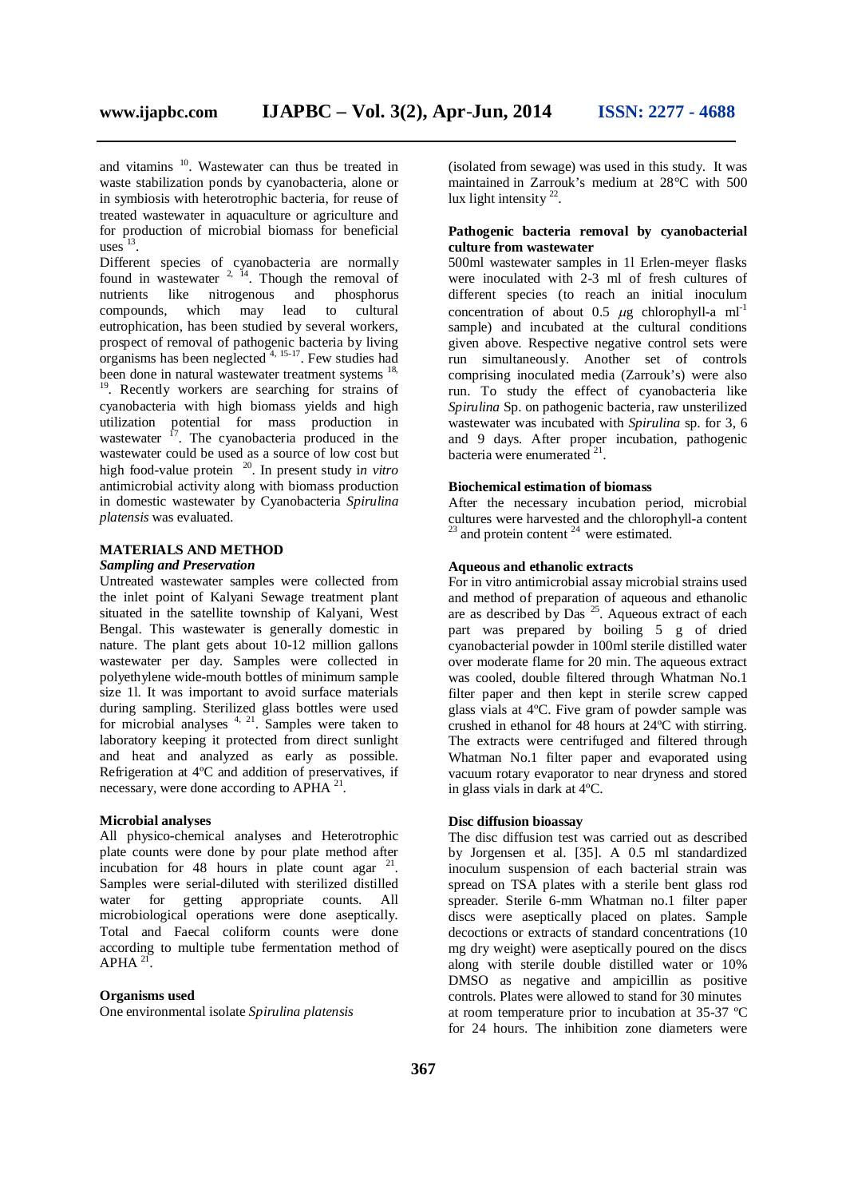and vitamins [10]. Wastewater can thus be treated in waste stabilization ponds by cyanobacteria, alone or in symbiosis with heterotrophic bacteria, for reuse of treated wastewater in aquaculture or agriculture and for production of microbial biomass for beneficial uses [13].

Different species of cyanobacteria are normally found in wastewater [2, 14]. Though the removal of nutrients like nitrogenous and phosphorus compounds, which may lead to cultural eutrophication, has been studied by several workers, prospect of removal of pathogenic bacteria by living organisms has been neglected [4, 15-17]. Few studies had been done in natural wastewater treatment systems [18, 19]. Recently workers are searching for strains of cyanobacteria with high biomass yields and high utilization potential for mass production in wastewater [17]. The cyanobacteria produced in the wastewater could be used as a source of low cost but high food-value protein [20]. In present study i*n vitro* antimicrobial activity along with biomass production in domestic wastewater by Cyanobacteria *Spirulina platensis* was evaluated.

## MATERIALS AND METHOD

### *Sampling and Preservation*

Untreated wastewater samples were collected from the inlet point of Kalyani Sewage treatment plant situated in the satellite township of Kalyani, West Bengal. This wastewater is generally domestic in nature. The plant gets about 10-12 million gallons wastewater per day. Samples were collected in polyethylene wide-mouth bottles of minimum sample size 1l. It was important to avoid surface materials during sampling. Sterilized glass bottles were used for microbial analyses [4, 21]. Samples were taken to laboratory keeping it protected from direct sunlight and heat and analyzed as early as possible. Refrigeration at 4ºC and addition of preservatives, if necessary, were done according to APHA [21].

### Microbial analyses

All physico-chemical analyses and Heterotrophic plate counts were done by pour plate method after incubation for 48 hours in plate count agar [21]. Samples were serial-diluted with sterilized distilled water for getting appropriate counts. All microbiological operations were done aseptically. Total and Faecal coliform counts were done according to multiple tube fermentation method of APHA [21].

### Organisms used

One environmental isolate *Spirulina platensis* (isolated from sewage) was used in this study. It was maintained in Zarrouk's medium at 28°C with 500 lux light intensity [22].

### Pathogenic bacteria removal by cyanobacterial culture from wastewater

500ml wastewater samples in 1l Erlen-meyer flasks were inoculated with 2-3 ml of fresh cultures of different species (to reach an initial inoculum concentration of about 0.5 $\mu$g chlorophyll-a $ml^{-1}$ sample) and incubated at the cultural conditions given above. Respective negative control sets were run simultaneously. Another set of controls comprising inoculated media (Zarrouk's) were also run. To study the effect of cyanobacteria like *Spirulina* Sp. on pathogenic bacteria, raw unsterilized wastewater was incubated with *Spirulina* sp. for 3, 6 and 9 days. After proper incubation, pathogenic bacteria were enumerated [21].

### Biochemical estimation of biomass

After the necessary incubation period, microbial cultures were harvested and the chlorophyll-a content [23] and protein content [24] were estimated.

### Aqueous and ethanolic extracts

For in vitro antimicrobial assay microbial strains used and method of preparation of aqueous and ethanolic are as described by Das [25]. Aqueous extract of each part was prepared by boiling 5 g of dried cyanobacterial powder in 100ml sterile distilled water over moderate flame for 20 min. The aqueous extract was cooled, double filtered through Whatman No.1 filter paper and then kept in sterile screw capped glass vials at 4ºC. Five gram of powder sample was crushed in ethanol for 48 hours at 24ºC with stirring. The extracts were centrifuged and filtered through Whatman No.1 filter paper and evaporated using vacuum rotary evaporator to near dryness and stored in glass vials in dark at 4ºC.

### Disc diffusion bioassay

The disc diffusion test was carried out as described by Jorgensen et al. [35]. A 0.5 ml standardized inoculum suspension of each bacterial strain was spread on TSA plates with a sterile bent glass rod spreader. Sterile 6-mm Whatman no.1 filter paper discs were aseptically placed on plates. Sample decoctions or extracts of standard concentrations (10 mg dry weight) were aseptically poured on the discs along with sterile double distilled water or 10% DMSO as negative and ampicillin as positive controls. Plates were allowed to stand for 30 minutes at room temperature prior to incubation at 35-37 ºC for 24 hours. The inhibition zone diameters were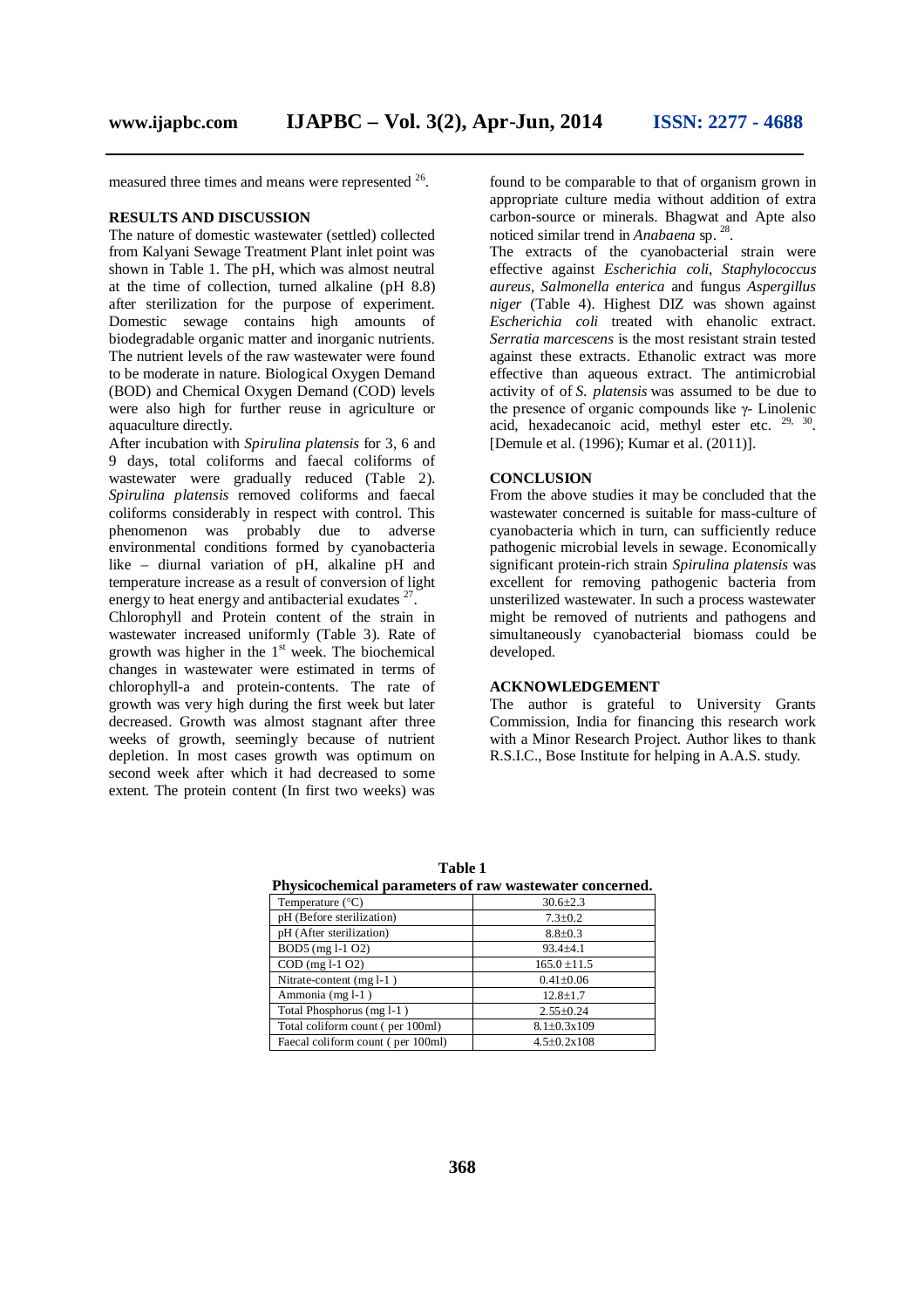measured three times and means were represented [26].

## RESULTS AND DISCUSSION

The nature of domestic wastewater (settled) collected from Kalyani Sewage Treatment Plant inlet point was shown in Table 1. The pH, which was almost neutral at the time of collection, turned alkaline (pH 8.8) after sterilization for the purpose of experiment. Domestic sewage contains high amounts of biodegradable organic matter and inorganic nutrients. The nutrient levels of the raw wastewater were found to be moderate in nature. Biological Oxygen Demand (BOD) and Chemical Oxygen Demand (COD) levels were also high for further reuse in agriculture or aquaculture directly.

After incubation with *Spirulina platensis* for 3, 6 and 9 days, total coliforms and faecal coliforms of wastewater were gradually reduced (Table 2). *Spirulina platensis* removed coliforms and faecal coliforms considerably in respect with control. This phenomenon was probably due to adverse environmental conditions formed by cyanobacteria like – diurnal variation of pH, alkaline pH and temperature increase as a result of conversion of light energy to heat energy and antibacterial exudates [27].

Chlorophyll and Protein content of the strain in wastewater increased uniformly (Table 3). Rate of growth was higher in the 1st week. The biochemical changes in wastewater were estimated in terms of chlorophyll-a and protein-contents. The rate of growth was very high during the first week but later decreased. Growth was almost stagnant after three weeks of growth, seemingly because of nutrient depletion. In most cases growth was optimum on second week after which it had decreased to some extent. The protein content (In first two weeks) was found to be comparable to that of organism grown in appropriate culture media without addition of extra carbon-source or minerals. Bhagwat and Apte also noticed similar trend in *Anabaena* sp. [28].

The extracts of the cyanobacterial strain were effective against *Escherichia coli, Staphylococcus aureus, Salmonella enterica* and fungus *Aspergillus niger* (Table 4). Highest DIZ was shown against *Escherichia coli* treated with ehanolic extract. *Serratia marcescens* is the most resistant strain tested against these extracts. Ethanolic extract was more effective than aqueous extract. The antimicrobial activity of of *S. platensis* was assumed to be due to the presence of organic compounds like γ- Linolenic acid, hexadecanoic acid, methyl ester etc. [29, 30]. [Demule et al. (1996); Kumar et al. (2011)].

## CONCLUSION

From the above studies it may be concluded that the wastewater concerned is suitable for mass-culture of cyanobacteria which in turn, can sufficiently reduce pathogenic microbial levels in sewage. Economically significant protein-rich strain *Spirulina platensis* was excellent for removing pathogenic bacteria from unsterilized wastewater. In such a process wastewater might be removed of nutrients and pathogens and simultaneously cyanobacterial biomass could be developed.

## ACKNOWLEDGEMENT

The author is grateful to University Grants Commission, India for financing this research work with a Minor Research Project. Author likes to thank R.S.I.C., Bose Institute for helping in A.A.S. study.

**Table 1**
**Physicochemical parameters of raw wastewater concerned.**

| Parameter | Value |
|---|---|
| Temperature (°C) | 30.6±2.3 |
| pH (Before sterilization) | 7.3±0.2 |
| pH (After sterilization) | 8.8±0.3 |
| BOD5 (mg l-1 O2) | 93.4±4.1 |
| COD (mg l-1 O2) | 165.0 ±11.5 |
| Nitrate-content (mg l-1 ) | 0.41±0.06 |
| Ammonia (mg l-1 ) | 12.8±1.7 |
| Total Phosphorus (mg l-1 ) | 2.55±0.24 |
| Total coliform count ( per 100ml) | 8.1±0.3x109 |
| Faecal coliform count ( per 100ml) | 4.5±0.2x108 |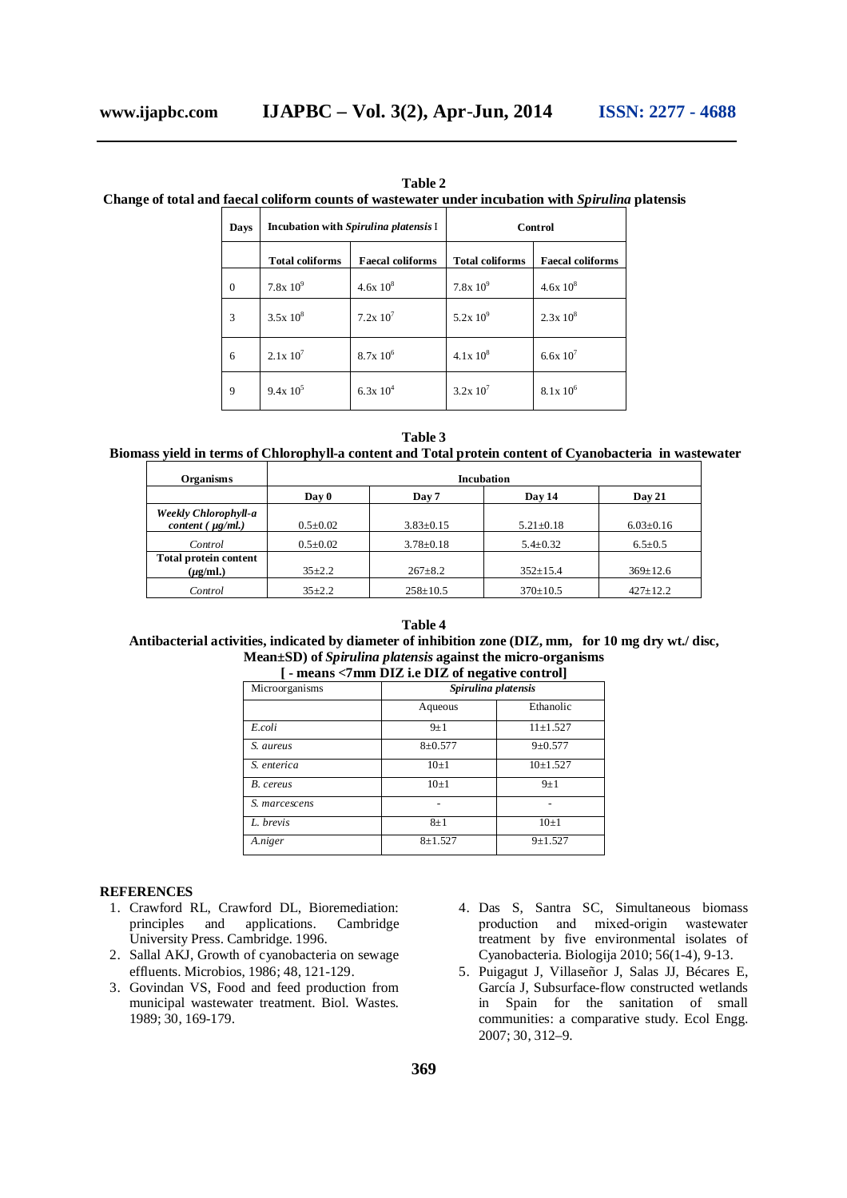**Table 2**

**Change of total and faecal coliform counts of wastewater under incubation with *Spirulina* platensis**

| Days | Incubation with *Spirulina platensis* I | | Control | |
|---|---|---|---|---|
| | **Total coliforms** | **Faecal coliforms** | **Total coliforms** | **Faecal coliforms** |
| 0 | $7.8 \times 10^9$ | $4.6 \times 10^8$ | $7.8 \times 10^9$ | $4.6 \times 10^8$ |
| 3 | $3.5 \times 10^8$ | $7.2 \times 10^7$ | $5.2 \times 10^9$ | $2.3 \times 10^8$ |
| 6 | $2.1 \times 10^7$ | $8.7 \times 10^6$ | $4.1 \times 10^8$ | $6.6 \times 10^7$ |
| 9 | $9.4 \times 10^5$ | $6.3 \times 10^4$ | $3.2 \times 10^7$ | $8.1 \times 10^6$ |

**Table 3**

**Biomass yield in terms of Chlorophyll-a content and Total protein content of Cyanobacteria in wastewater**

| Organisms | Incubation | | | |
|---|---|---|---|---|
| | **Day 0** | **Day 7** | **Day 14** | **Day 21** |
| ***Weekly Chlorophyll-a content ( μg/ml.)*** | 0.5±0.02 | 3.83±0.15 | 5.21±0.18 | 6.03±0.16 |
| *Control* | 0.5±0.02 | 3.78±0.18 | 5.4±0.32 | 6.5±0.5 |
| **Total protein content (μg/ml.)** | 35±2.2 | 267±8.2 | 352±15.4 | 369±12.6 |
| *Control* | 35±2.2 | 258±10.5 | 370±10.5 | 427±12.2 |

**Table 4**

**Antibacterial activities, indicated by diameter of inhibition zone (DIZ, mm, for 10 mg dry wt./ disc, Mean±SD) of *Spirulina platensis* against the micro-organisms**

**[ - means <7mm DIZ i.e DIZ of negative control]**

| Microorganisms | *Spirulina platensis* | |
|---|---|---|
| | Aqueous | Ethanolic |
| *E.coli* | 9±1 | 11±1.527 |
| *S. aureus* | 8±0.577 | 9±0.577 |
| *S. enterica* | 10±1 | 10±1.527 |
| *B. cereus* | 10±1 | 9±1 |
| *S. marcescens* | - | - |
| *L. brevis* | 8±1 | 10±1 |
| *A.niger* | 8±1.527 | 9±1.527 |

**REFERENCES**

1. Crawford RL, Crawford DL, Bioremediation: principles and applications. Cambridge University Press. Cambridge. 1996.
2. Sallal AKJ, Growth of cyanobacteria on sewage effluents. Microbios, 1986; 48, 121-129.
3. Govindan VS, Food and feed production from municipal wastewater treatment. Biol. Wastes. 1989; 30, 169-179.
4. Das S, Santra SC, Simultaneous biomass production and mixed-origin wastewater treatment by five environmental isolates of Cyanobacteria. Biologija 2010; 56(1-4), 9-13.
5. Puigagut J, Villaseñor J, Salas JJ, Bécares E, García J, Subsurface-flow constructed wetlands in Spain for the sanitation of small communities: a comparative study. Ecol Engg. 2007; 30, 312–9.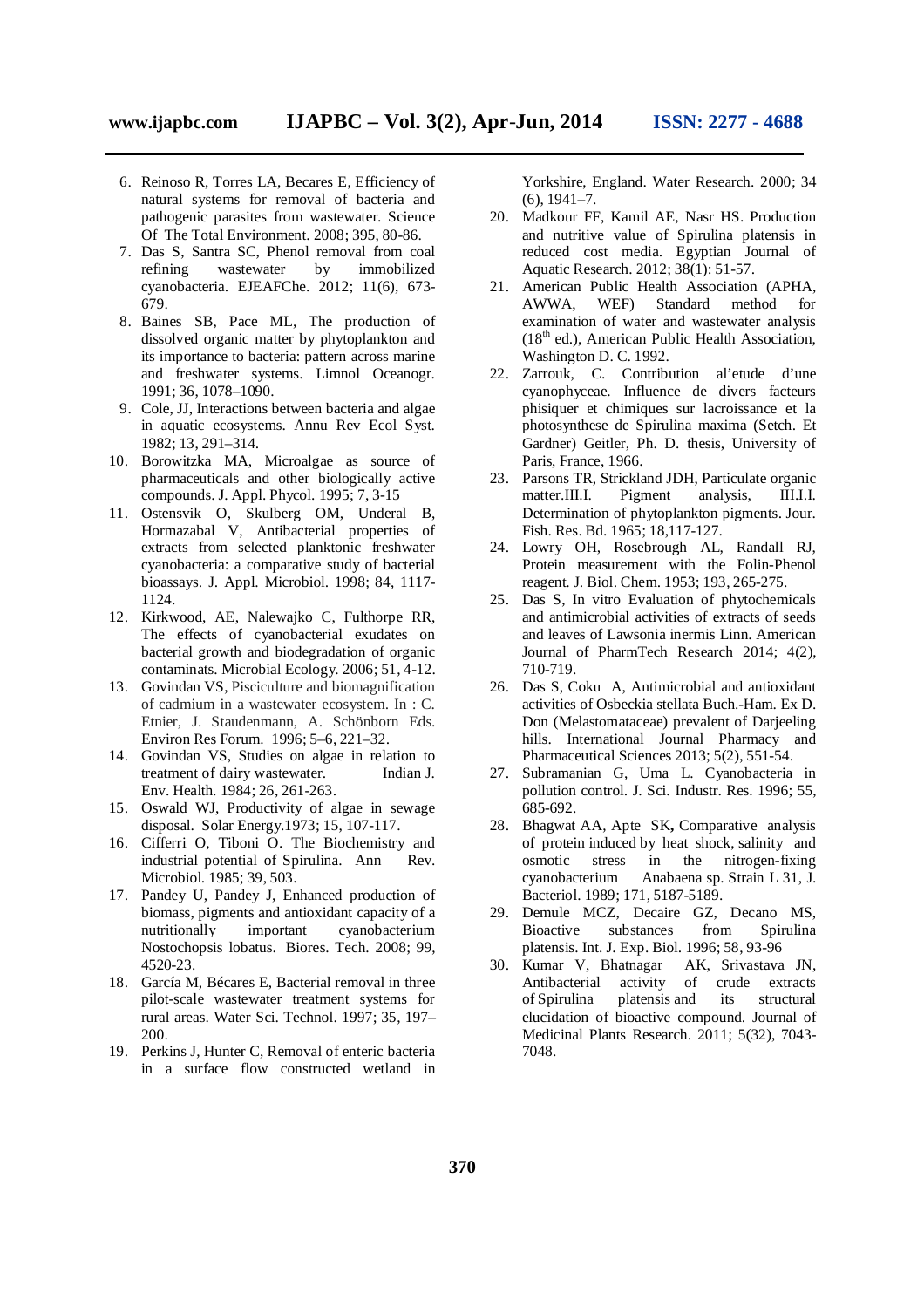6. Reinoso R, Torres LA, Becares E, Efficiency of natural systems for removal of bacteria and pathogenic parasites from wastewater. Science Of The Total Environment. 2008; 395, 80-86.
7. Das S, Santra SC, Phenol removal from coal refining wastewater by immobilized cyanobacteria. EJEAFChe. 2012; 11(6), 673-679.
8. Baines SB, Pace ML, The production of dissolved organic matter by phytoplankton and its importance to bacteria: pattern across marine and freshwater systems. Limnol Oceanogr. 1991; 36, 1078–1090.
9. Cole, JJ, Interactions between bacteria and algae in aquatic ecosystems. Annu Rev Ecol Syst. 1982; 13, 291–314.
10. Borowitzka MA, Microalgae as source of pharmaceuticals and other biologically active compounds. J. Appl. Phycol. 1995; 7, 3-15
11. Ostensvik O, Skulberg OM, Underal B, Hormazabal V, Antibacterial properties of extracts from selected planktonic freshwater cyanobacteria: a comparative study of bacterial bioassays. J. Appl. Microbiol. 1998; 84, 1117-1124.
12. Kirkwood, AE, Nalewajko C, Fulthorpe RR, The effects of cyanobacterial exudates on bacterial growth and biodegradation of organic contaminats. Microbial Ecology. 2006; 51, 4-12.
13. Govindan VS, Pisciculture and biomagnification of cadmium in a wastewater ecosystem. In : C. Etnier, J. Staudenmann, A. Schönborn Eds. Environ Res Forum. 1996; 5–6, 221–32.
14. Govindan VS, Studies on algae in relation to treatment of dairy wastewater. Indian J. Env. Health. 1984; 26, 261-263.
15. Oswald WJ, Productivity of algae in sewage disposal. Solar Energy.1973; 15, 107-117.
16. Cifferri O, Tiboni O. The Biochemistry and industrial potential of Spirulina. Ann Rev. Microbiol. 1985; 39, 503.
17. Pandey U, Pandey J, Enhanced production of biomass, pigments and antioxidant capacity of a nutritionally important cyanobacterium Nostochopsis lobatus. Biores. Tech. 2008; 99, 4520-23.
18. García M, Bécares E, Bacterial removal in three pilot-scale wastewater treatment systems for rural areas. Water Sci. Technol. 1997; 35, 197–200.
19. Perkins J, Hunter C, Removal of enteric bacteria in a surface flow constructed wetland in Yorkshire, England. Water Research. 2000; 34 (6), 1941–7.
20. Madkour FF, Kamil AE, Nasr HS. Production and nutritive value of Spirulina platensis in reduced cost media. Egyptian Journal of Aquatic Research. 2012; 38(1): 51-57.
21. American Public Health Association (APHA, AWWA, WEF) Standard method for examination of water and wastewater analysis (18th ed.), American Public Health Association, Washington D. C. 1992.
22. Zarrouk, C. Contribution al'etude d'une cyanophyceae. Influence de divers facteurs phisiquer et chimiques sur lacroissance et la photosynthese de Spirulina maxima (Setch. Et Gardner) Geitler, Ph. D. thesis, University of Paris, France, 1966.
23. Parsons TR, Strickland JDH, Particulate organic matter.III.I. Pigment analysis, III.I.I. Determination of phytoplankton pigments. Jour. Fish. Res. Bd. 1965; 18,117-127.
24. Lowry OH, Rosebrough AL, Randall RJ, Protein measurement with the Folin-Phenol reagent. J. Biol. Chem. 1953; 193, 265-275.
25. Das S, In vitro Evaluation of phytochemicals and antimicrobial activities of extracts of seeds and leaves of Lawsonia inermis Linn. American Journal of PharmTech Research 2014; 4(2), 710-719.
26. Das S, Coku A, Antimicrobial and antioxidant activities of Osbeckia stellata Buch.-Ham. Ex D. Don (Melastomataceae) prevalent of Darjeeling hills. International Journal Pharmacy and Pharmaceutical Sciences 2013; 5(2), 551-54.
27. Subramanian G, Uma L. Cyanobacteria in pollution control. J. Sci. Industr. Res. 1996; 55, 685-692.
28. Bhagwat AA, Apte SK, Comparative analysis of protein induced by heat shock, salinity and osmotic stress in the nitrogen-fixing cyanobacterium Anabaena sp. Strain L 31, J. Bacteriol. 1989; 171, 5187-5189.
29. Demule MCZ, Decaire GZ, Decano MS, Bioactive substances from Spirulina platensis. Int. J. Exp. Biol. 1996; 58, 93-96
30. Kumar V, Bhatnagar AK, Srivastava JN, Antibacterial activity of crude extracts of Spirulina platensis and its structural elucidation of bioactive compound. Journal of Medicinal Plants Research. 2011; 5(32), 7043-7048.